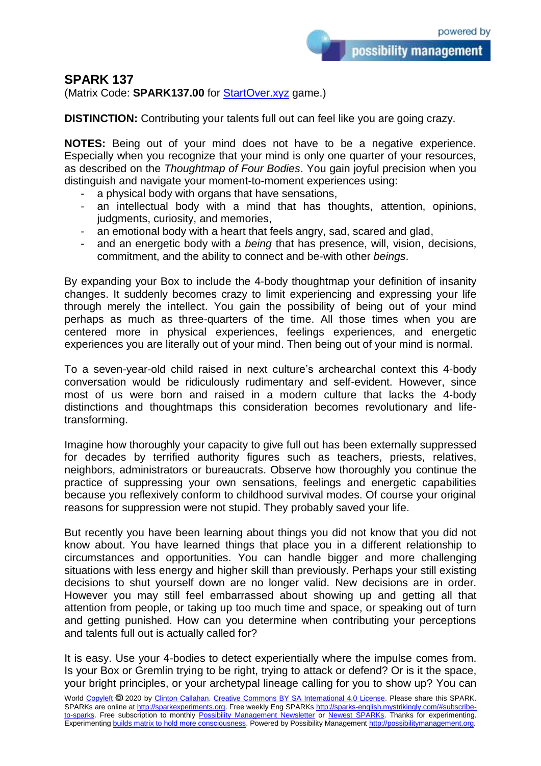# SPARK 137

(Matrix Code: **SPARK137.00** for StartOver.xyz game.)

**DISTINCTION:** Contributing your talents full out can feel like you are going crazy.

**NOTES:** Being out of your mind does not have to be a negative experience. Especially when you recognize that your mind is only one quarter of your resources, as described on the *Thoughtmap of Four Bodies*. You gain joyful precision when you distinguish and navigate your moment-to-moment experiences using:

- a physical body with organs that have sensations,
- an intellectual body with a mind that has thoughts, attention, opinions, judgments, curiosity, and memories,
- an emotional body with a heart that feels angry, sad, scared and glad,
- and an energetic body with a *being* that has presence, will, vision, decisions, commitment, and the ability to connect and be-with other *beings*.

By expanding your Box to include the 4-body thoughtmap your definition of insanity changes. It suddenly becomes crazy to limit experiencing and expressing your life through merely the intellect. You gain the possibility of being out of your mind perhaps as much as three-quarters of the time. All those times when you are centered more in physical experiences, feelings experiences, and energetic experiences you are literally out of your mind. Then being out of your mind is normal.

To a seven-year-old child raised in next culture's archearchal context this 4-body conversation would be ridiculously rudimentary and self-evident. However, since most of us were born and raised in a modern culture that lacks the 4-body distinctions and thoughtmaps this consideration becomes revolutionary and life-transforming.

Imagine how thoroughly your capacity to give full out has been externally suppressed for decades by terrified authority figures such as teachers, priests, relatives, neighbors, administrators or bureaucrats. Observe how thoroughly you continue the practice of suppressing your own sensations, feelings and energetic capabilities because you reflexively conform to childhood survival modes. Of course your original reasons for suppression were not stupid. They probably saved your life.

But recently you have been learning about things you did not know that you did not know about. You have learned things that place you in a different relationship to circumstances and opportunities. You can handle bigger and more challenging situations with less energy and higher skill than previously. Perhaps your still existing decisions to shut yourself down are no longer valid. New decisions are in order. However you may still feel embarrassed about showing up and getting all that attention from people, or taking up too much time and space, or speaking out of turn and getting punished. How can you determine when contributing your perceptions and talents full out is actually called for?

It is easy. Use your 4-bodies to detect experientially where the impulse comes from. Is your Box or Gremlin trying to be right, trying to attack or defend? Or is it the space, your bright principles, or your archetypal lineage calling for you to show up? You can

World Copyleft 🄯 2020 by Clinton Callahan. Creative Commons BY SA International 4.0 License. Please share this SPARK. SPARKs are online at http://sparkexperiments.org. Free weekly Eng SPARKs http://sparks-english.mystrikingly.com/#subscribe-to-sparks. Free subscription to monthly Possibility Management Newsletter or Newest SPARKs. Thanks for experimenting. Experimenting builds matrix to hold more consciousness. Powered by Possibility Management http://possibilitymanagement.org.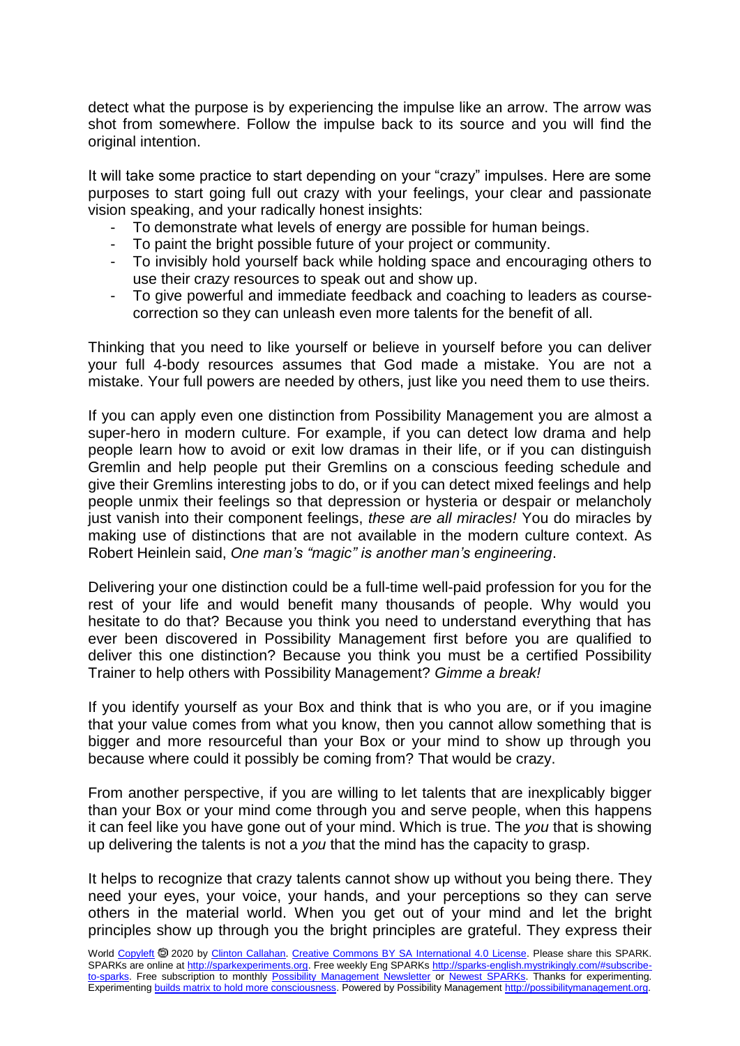detect what the purpose is by experiencing the impulse like an arrow. The arrow was shot from somewhere. Follow the impulse back to its source and you will find the original intention.

It will take some practice to start depending on your "crazy" impulses. Here are some purposes to start going full out crazy with your feelings, your clear and passionate vision speaking, and your radically honest insights:

- To demonstrate what levels of energy are possible for human beings.
- To paint the bright possible future of your project or community.
- To invisibly hold yourself back while holding space and encouraging others to use their crazy resources to speak out and show up.
- To give powerful and immediate feedback and coaching to leaders as course-correction so they can unleash even more talents for the benefit of all.

Thinking that you need to like yourself or believe in yourself before you can deliver your full 4-body resources assumes that God made a mistake. You are not a mistake. Your full powers are needed by others, just like you need them to use theirs.

If you can apply even one distinction from Possibility Management you are almost a super-hero in modern culture. For example, if you can detect low drama and help people learn how to avoid or exit low dramas in their life, or if you can distinguish Gremlin and help people put their Gremlins on a conscious feeding schedule and give their Gremlins interesting jobs to do, or if you can detect mixed feelings and help people unmix their feelings so that depression or hysteria or despair or melancholy just vanish into their component feelings, *these are all miracles!* You do miracles by making use of distinctions that are not available in the modern culture context. As Robert Heinlein said, *One man's "magic" is another man's engineering*.

Delivering your one distinction could be a full-time well-paid profession for you for the rest of your life and would benefit many thousands of people. Why would you hesitate to do that? Because you think you need to understand everything that has ever been discovered in Possibility Management first before you are qualified to deliver this one distinction? Because you think you must be a certified Possibility Trainer to help others with Possibility Management? *Gimme a break!*

If you identify yourself as your Box and think that is who you are, or if you imagine that your value comes from what you know, then you cannot allow something that is bigger and more resourceful than your Box or your mind to show up through you because where could it possibly be coming from? That would be crazy.

From another perspective, if you are willing to let talents that are inexplicably bigger than your Box or your mind come through you and serve people, when this happens it can feel like you have gone out of your mind. Which is true. The *you* that is showing up delivering the talents is not a *you* that the mind has the capacity to grasp.

It helps to recognize that crazy talents cannot show up without you being there. They need your eyes, your voice, your hands, and your perceptions so they can serve others in the material world. When you get out of your mind and let the bright principles show up through you the bright principles are grateful. They express their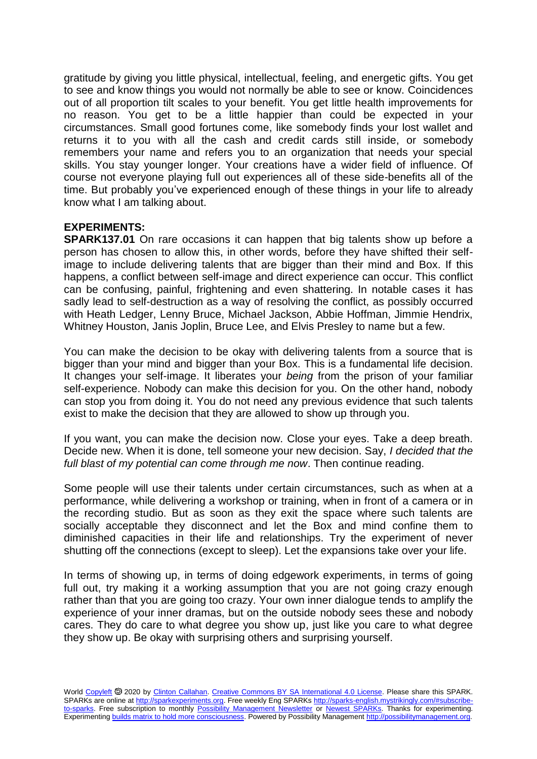gratitude by giving you little physical, intellectual, feeling, and energetic gifts. You get to see and know things you would not normally be able to see or know. Coincidences out of all proportion tilt scales to your benefit. You get little health improvements for no reason. You get to be a little happier than could be expected in your circumstances. Small good fortunes come, like somebody finds your lost wallet and returns it to you with all the cash and credit cards still inside, or somebody remembers your name and refers you to an organization that needs your special skills. You stay younger longer. Your creations have a wider field of influence. Of course not everyone playing full out experiences all of these side-benefits all of the time. But probably you've experienced enough of these things in your life to already know what I am talking about.

**EXPERIMENTS:**

**SPARK137.01** On rare occasions it can happen that big talents show up before a person has chosen to allow this, in other words, before they have shifted their self-image to include delivering talents that are bigger than their mind and Box. If this happens, a conflict between self-image and direct experience can occur. This conflict can be confusing, painful, frightening and even shattering. In notable cases it has sadly lead to self-destruction as a way of resolving the conflict, as possibly occurred with Heath Ledger, Lenny Bruce, Michael Jackson, Abbie Hoffman, Jimmie Hendrix, Whitney Houston, Janis Joplin, Bruce Lee, and Elvis Presley to name but a few.

You can make the decision to be okay with delivering talents from a source that is bigger than your mind and bigger than your Box. This is a fundamental life decision. It changes your self-image. It liberates your *being* from the prison of your familiar self-experience. Nobody can make this decision for you. On the other hand, nobody can stop you from doing it. You do not need any previous evidence that such talents exist to make the decision that they are allowed to show up through you.

If you want, you can make the decision now. Close your eyes. Take a deep breath. Decide new. When it is done, tell someone your new decision. Say, *I decided that the full blast of my potential can come through me now*. Then continue reading.

Some people will use their talents under certain circumstances, such as when at a performance, while delivering a workshop or training, when in front of a camera or in the recording studio. But as soon as they exit the space where such talents are socially acceptable they disconnect and let the Box and mind confine them to diminished capacities in their life and relationships. Try the experiment of never shutting off the connections (except to sleep). Let the expansions take over your life.

In terms of showing up, in terms of doing edgework experiments, in terms of going full out, try making it a working assumption that you are not going crazy enough rather than that you are going too crazy. Your own inner dialogue tends to amplify the experience of your inner dramas, but on the outside nobody sees these and nobody cares. They do care to what degree you show up, just like you care to what degree they show up. Be okay with surprising others and surprising yourself.

World Copyleft 🄯 2020 by Clinton Callahan. Creative Commons BY SA International 4.0 License. Please share this SPARK. SPARKs are online at http://sparkexperiments.org. Free weekly Eng SPARKs http://sparks-english.mystrikingly.com/#subscribe-to-sparks. Free subscription to monthly Possibility Management Newsletter or Newest SPARKs. Thanks for experimenting. Experimenting builds matrix to hold more consciousness. Powered by Possibility Management http://possibilitymanagement.org.